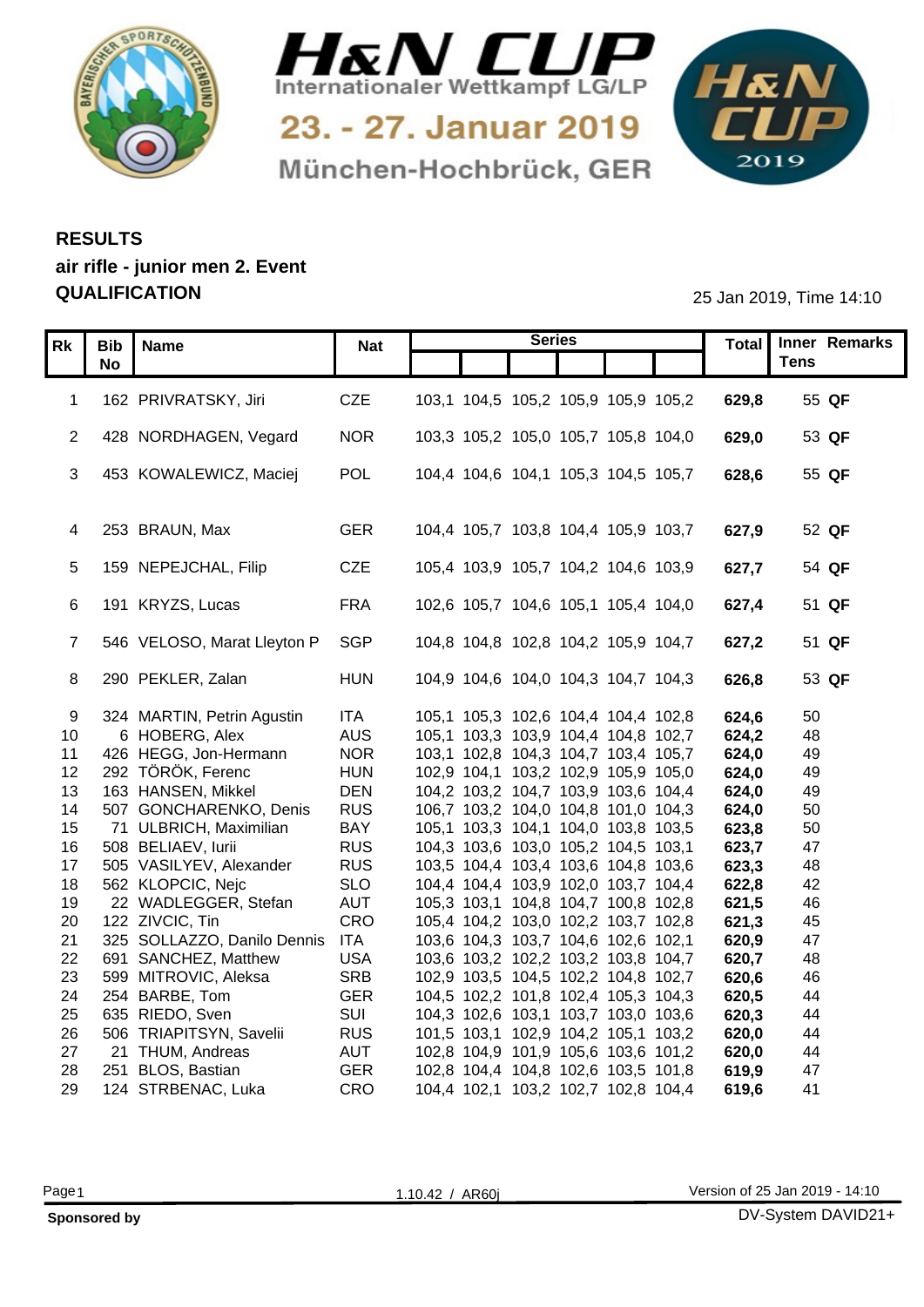# H&N CUP

Internationaler Wettkampf LG/LP

23. - 27. Januar 2019

München-Hochbrück, GER

## RESULTS

### air rifle - junior men 2. Event

### QUALIFICATION

25 Jan 2019, Time 14:10

| Rk | Bib No | Name | Nat | Series | | | | | | Total | Inner Tens | Remarks |
|---|---|---|---|---|---|---|---|---|---|---|---|---|
| 1 | 162 | PRIVRATSKY, Jiri | CZE | 103,1 | 104,5 | 105,2 | 105,9 | 105,9 | 105,2 | **629,8** | 55 | **QF** |
| 2 | 428 | NORDHAGEN, Vegard | NOR | 103,3 | 105,2 | 105,0 | 105,7 | 105,8 | 104,0 | **629,0** | 53 | **QF** |
| 3 | 453 | KOWALEWICZ, Maciej | POL | 104,4 | 104,6 | 104,1 | 105,3 | 104,5 | 105,7 | **628,6** | 55 | **QF** |
| 4 | 253 | BRAUN, Max | GER | 104,4 | 105,7 | 103,8 | 104,4 | 105,9 | 103,7 | **627,9** | 52 | **QF** |
| 5 | 159 | NEPEJCHAL, Filip | CZE | 105,4 | 103,9 | 105,7 | 104,2 | 104,6 | 103,9 | **627,7** | 54 | **QF** |
| 6 | 191 | KRYZS, Lucas | FRA | 102,6 | 105,7 | 104,6 | 105,1 | 105,4 | 104,0 | **627,4** | 51 | **QF** |
| 7 | 546 | VELOSO, Marat Lleyton P | SGP | 104,8 | 104,8 | 102,8 | 104,2 | 105,9 | 104,7 | **627,2** | 51 | **QF** |
| 8 | 290 | PEKLER, Zalan | HUN | 104,9 | 104,6 | 104,0 | 104,3 | 104,7 | 104,3 | **626,8** | 53 | **QF** |
| 9 | 324 | MARTIN, Petrin Agustin | ITA | 105,1 | 105,3 | 102,6 | 104,4 | 104,4 | 102,8 | **624,6** | 50 | |
| 10 | 6 | HOBERG, Alex | AUS | 105,1 | 103,3 | 103,9 | 104,4 | 104,8 | 102,7 | **624,2** | 48 | |
| 11 | 426 | HEGG, Jon-Hermann | NOR | 103,1 | 102,8 | 104,3 | 104,7 | 103,4 | 105,7 | **624,0** | 49 | |
| 12 | 292 | TÖRÖK, Ferenc | HUN | 102,9 | 104,1 | 103,2 | 102,9 | 105,9 | 105,0 | **624,0** | 49 | |
| 13 | 163 | HANSEN, Mikkel | DEN | 104,2 | 103,2 | 104,7 | 103,9 | 103,6 | 104,4 | **624,0** | 49 | |
| 14 | 507 | GONCHARENKO, Denis | RUS | 106,7 | 103,2 | 104,0 | 104,8 | 101,0 | 104,3 | **624,0** | 50 | |
| 15 | 71 | ULBRICH, Maximilian | BAY | 105,1 | 103,3 | 104,1 | 104,0 | 103,8 | 103,5 | **623,8** | 50 | |
| 16 | 508 | BELIAEV, Iurii | RUS | 104,3 | 103,6 | 103,0 | 105,2 | 104,5 | 103,1 | **623,7** | 47 | |
| 17 | 505 | VASILYEV, Alexander | RUS | 103,5 | 104,4 | 103,4 | 103,6 | 104,8 | 103,6 | **623,3** | 48 | |
| 18 | 562 | KLOPCIC, Nejc | SLO | 104,4 | 104,4 | 103,9 | 102,0 | 103,7 | 104,4 | **622,8** | 42 | |
| 19 | 22 | WADLEGGER, Stefan | AUT | 105,3 | 103,1 | 104,8 | 104,7 | 100,8 | 102,8 | **621,5** | 46 | |
| 20 | 122 | ZIVCIC, Tin | CRO | 105,4 | 104,2 | 103,0 | 102,2 | 103,7 | 102,8 | **621,3** | 45 | |
| 21 | 325 | SOLLAZZO, Danilo Dennis | ITA | 103,6 | 104,3 | 103,7 | 104,6 | 102,6 | 102,1 | **620,9** | 47 | |
| 22 | 691 | SANCHEZ, Matthew | USA | 103,6 | 103,2 | 102,2 | 103,2 | 103,8 | 104,7 | **620,7** | 48 | |
| 23 | 599 | MITROVIC, Aleksa | SRB | 102,9 | 103,5 | 104,5 | 102,2 | 104,8 | 102,7 | **620,6** | 46 | |
| 24 | 254 | BARBE, Tom | GER | 104,5 | 102,2 | 101,8 | 102,4 | 105,3 | 104,3 | **620,5** | 44 | |
| 25 | 635 | RIEDO, Sven | SUI | 104,3 | 102,6 | 103,1 | 103,7 | 103,0 | 103,6 | **620,3** | 44 | |
| 26 | 506 | TRIAPITSYN, Savelii | RUS | 101,5 | 103,1 | 102,9 | 104,2 | 105,1 | 103,2 | **620,0** | 44 | |
| 27 | 21 | THUM, Andreas | AUT | 102,8 | 104,9 | 101,9 | 105,6 | 103,6 | 101,2 | **620,0** | 44 | |
| 28 | 251 | BLOS, Bastian | GER | 102,8 | 104,4 | 104,8 | 102,6 | 103,5 | 101,8 | **619,9** | 47 | |
| 29 | 124 | STRBENAC, Luka | CRO | 104,4 | 102,1 | 103,2 | 102,7 | 102,8 | 104,4 | **619,6** | 41 | |

1.10.42 / AR60j

Version of 25 Jan 2019 - 14:10

**Sponsored by**

DV-System DAVID21+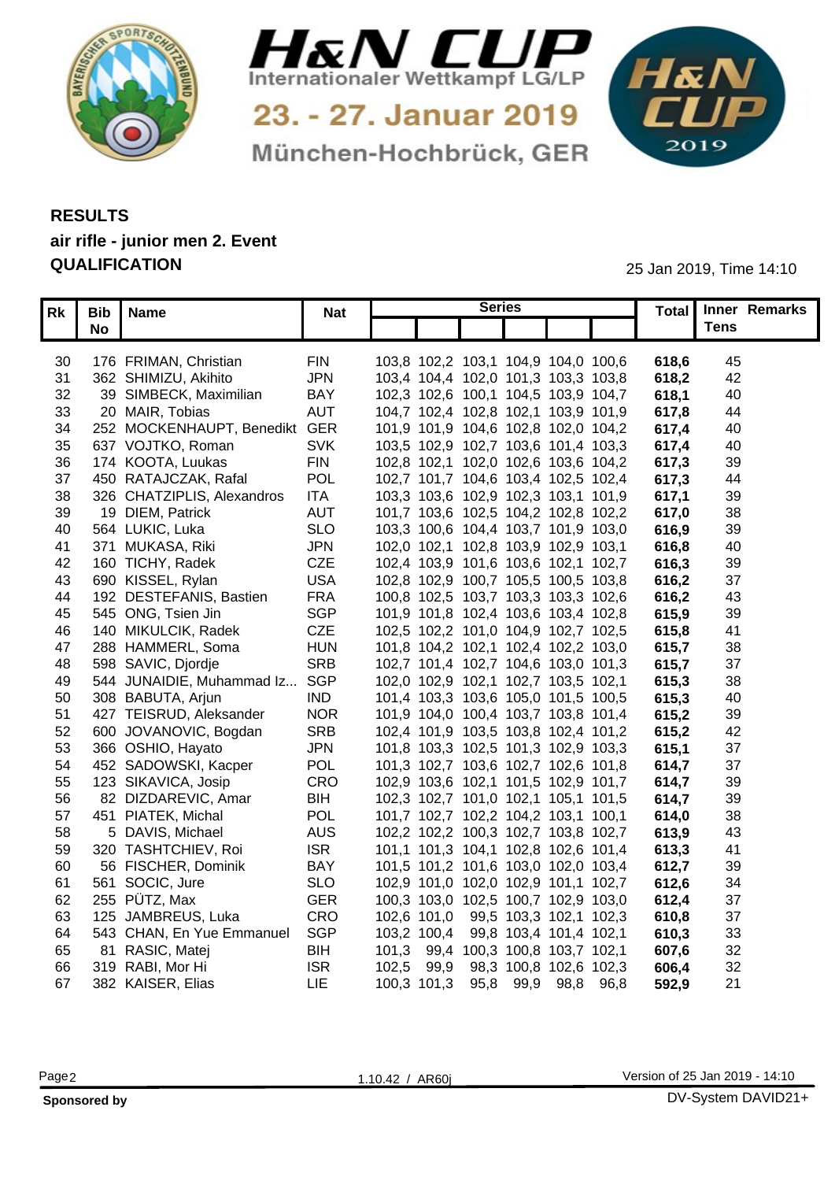# H&N CUP

Internationaler Wettkampf LG/LP

23. - 27. Januar 2019

München-Hochbrück, GER

## RESULTS

### air rifle - junior men 2. Event

### QUALIFICATION

25 Jan 2019, Time 14:10

| Rk | Bib No | Name | Nat | Series | | | | | | Total | Inner Tens | Remarks |
|---|---|---|---|---|---|---|---|---|---|---|---|---|
| 30 | 176 | FRIMAN, Christian | FIN | 103,8 | 102,2 | 103,1 | 104,9 | 104,0 | 100,6 | **618,6** | 45 | |
| 31 | 362 | SHIMIZU, Akihito | JPN | 103,4 | 104,4 | 102,0 | 101,3 | 103,3 | 103,8 | **618,2** | 42 | |
| 32 | 39 | SIMBECK, Maximilian | BAY | 102,3 | 102,6 | 100,1 | 104,5 | 103,9 | 104,7 | **618,1** | 40 | |
| 33 | 20 | MAIR, Tobias | AUT | 104,7 | 102,4 | 102,8 | 102,1 | 103,9 | 101,9 | **617,8** | 44 | |
| 34 | 252 | MOCKENHAUPT, Benedikt | GER | 101,9 | 101,9 | 104,6 | 102,8 | 102,0 | 104,2 | **617,4** | 40 | |
| 35 | 637 | VOJTKO, Roman | SVK | 103,5 | 102,9 | 102,7 | 103,6 | 101,4 | 103,3 | **617,4** | 40 | |
| 36 | 174 | KOOTA, Luukas | FIN | 102,8 | 102,1 | 102,0 | 102,6 | 103,6 | 104,2 | **617,3** | 39 | |
| 37 | 450 | RATAJCZAK, Rafal | POL | 102,7 | 101,7 | 104,6 | 103,4 | 102,5 | 102,4 | **617,3** | 44 | |
| 38 | 326 | CHATZIPLIS, Alexandros | ITA | 103,3 | 103,6 | 102,9 | 102,3 | 103,1 | 101,9 | **617,1** | 39 | |
| 39 | 19 | DIEM, Patrick | AUT | 101,7 | 103,6 | 102,5 | 104,2 | 102,8 | 102,2 | **617,0** | 38 | |
| 40 | 564 | LUKIC, Luka | SLO | 103,3 | 100,6 | 104,4 | 103,7 | 101,9 | 103,0 | **616,9** | 39 | |
| 41 | 371 | MUKASA, Riki | JPN | 102,0 | 102,1 | 102,8 | 103,9 | 102,9 | 103,1 | **616,8** | 40 | |
| 42 | 160 | TICHY, Radek | CZE | 102,4 | 103,9 | 101,6 | 103,6 | 102,1 | 102,7 | **616,3** | 39 | |
| 43 | 690 | KISSEL, Rylan | USA | 102,8 | 102,9 | 100,7 | 105,5 | 100,5 | 103,8 | **616,2** | 37 | |
| 44 | 192 | DESTEFANIS, Bastien | FRA | 100,8 | 102,5 | 103,7 | 103,3 | 103,3 | 102,6 | **616,2** | 43 | |
| 45 | 545 | ONG, Tsien Jin | SGP | 101,9 | 101,8 | 102,4 | 103,6 | 103,4 | 102,8 | **615,9** | 39 | |
| 46 | 140 | MIKULCIK, Radek | CZE | 102,5 | 102,2 | 101,0 | 104,9 | 102,7 | 102,5 | **615,8** | 41 | |
| 47 | 288 | HAMMERL, Soma | HUN | 101,8 | 104,2 | 102,1 | 102,4 | 102,2 | 103,0 | **615,7** | 38 | |
| 48 | 598 | SAVIC, Djordje | SRB | 102,7 | 101,4 | 102,7 | 104,6 | 103,0 | 101,3 | **615,7** | 37 | |
| 49 | 544 | JUNAIDIE, Muhammad Iz... | SGP | 102,0 | 102,9 | 102,1 | 102,7 | 103,5 | 102,1 | **615,3** | 38 | |
| 50 | 308 | BABUTA, Arjun | IND | 101,4 | 103,3 | 103,6 | 105,0 | 101,5 | 100,5 | **615,3** | 40 | |
| 51 | 427 | TEISRUD, Aleksander | NOR | 101,9 | 104,0 | 100,4 | 103,7 | 103,8 | 101,4 | **615,2** | 39 | |
| 52 | 600 | JOVANOVIC, Bogdan | SRB | 102,4 | 101,9 | 103,5 | 103,8 | 102,4 | 101,2 | **615,2** | 42 | |
| 53 | 366 | OSHIO, Hayato | JPN | 101,8 | 103,3 | 102,5 | 101,3 | 102,9 | 103,3 | **615,1** | 37 | |
| 54 | 452 | SADOWSKI, Kacper | POL | 101,3 | 102,7 | 103,6 | 102,7 | 102,6 | 101,8 | **614,7** | 37 | |
| 55 | 123 | SIKAVICA, Josip | CRO | 102,9 | 103,6 | 102,1 | 101,5 | 102,9 | 101,7 | **614,7** | 39 | |
| 56 | 82 | DIZDAREVIC, Amar | BIH | 102,3 | 102,7 | 101,0 | 102,1 | 105,1 | 101,5 | **614,7** | 39 | |
| 57 | 451 | PIATEK, Michal | POL | 101,7 | 102,7 | 102,2 | 104,2 | 103,1 | 100,1 | **614,0** | 38 | |
| 58 | 5 | DAVIS, Michael | AUS | 102,2 | 102,2 | 100,3 | 102,7 | 103,8 | 102,7 | **613,9** | 43 | |
| 59 | 320 | TASHTCHIEV, Roi | ISR | 101,1 | 101,3 | 104,1 | 102,8 | 102,6 | 101,4 | **613,3** | 41 | |
| 60 | 56 | FISCHER, Dominik | BAY | 101,5 | 101,2 | 101,6 | 103,0 | 102,0 | 103,4 | **612,7** | 39 | |
| 61 | 561 | SOCIC, Jure | SLO | 102,9 | 101,0 | 102,0 | 102,9 | 101,1 | 102,7 | **612,6** | 34 | |
| 62 | 255 | PÜTZ, Max | GER | 100,3 | 103,0 | 102,5 | 100,7 | 102,9 | 103,0 | **612,4** | 37 | |
| 63 | 125 | JAMBREUS, Luka | CRO | 102,6 | 101,0 | 99,5 | 103,3 | 102,1 | 102,3 | **610,8** | 37 | |
| 64 | 543 | CHAN, En Yue Emmanuel | SGP | 103,2 | 100,4 | 99,8 | 103,4 | 101,4 | 102,1 | **610,3** | 33 | |
| 65 | 81 | RASIC, Matej | BIH | 101,3 | 99,4 | 100,3 | 100,8 | 103,7 | 102,1 | **607,6** | 32 | |
| 66 | 319 | RABI, Mor Hi | ISR | 102,5 | 99,9 | 98,3 | 100,8 | 102,6 | 102,3 | **606,4** | 32 | |
| 67 | 382 | KAISER, Elias | LIE | 100,3 | 101,3 | 95,8 | 99,9 | 98,8 | 96,8 | **592,9** | 21 | |

1.10.42 / AR60j

Version of 25 Jan 2019 - 14:10

**Sponsored by**

DV-System DAVID21+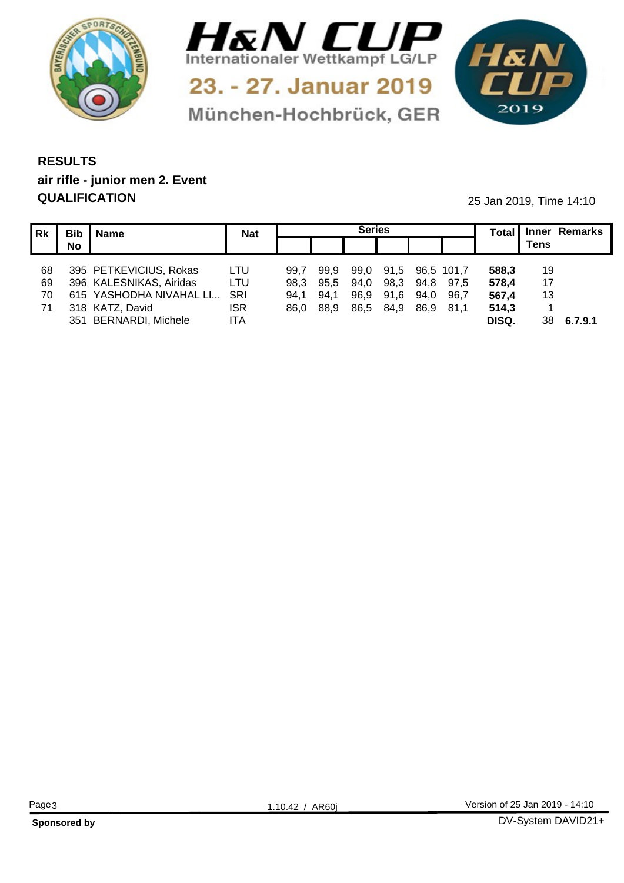H&N CUP
Internationaler Wettkampf LG/LP
23. - 27. Januar 2019
München-Hochbrück, GER

## RESULTS
### air rifle - junior men 2. Event
### QUALIFICATION

25 Jan 2019, Time 14:10

| Rk | Bib No | Name | Nat | Series | | | | | | Total | Inner Tens | Remarks |
|---|---|---|---|---|---|---|---|---|---|---|---|---|
| 68 | 395 | PETKEVICIUS, Rokas | LTU | 99,7 | 99,9 | 99,0 | 91,5 | 96,5 | 101,7 | **588,3** | 19 | |
| 69 | 396 | KALESNIKAS, Airidas | LTU | 98,3 | 95,5 | 94,0 | 98,3 | 94,8 | 97,5 | **578,4** | 17 | |
| 70 | 615 | YASHODHA NIVAHAL LI... | SRI | 94,1 | 94,1 | 96,9 | 91,6 | 94,0 | 96,7 | **567,4** | 13 | |
| 71 | 318 | KATZ, David | ISR | 86,0 | 88,9 | 86,5 | 84,9 | 86,9 | 81,1 | **514,3** | 1 | |
| | 351 | BERNARDI, Michele | ITA | | | | | | | **DISQ.** | 38 | **6.7.9.1** |

1.10.42 / AR60j

Version of 25 Jan 2019 - 14:10

**Sponsored by**

DV-System DAVID21+